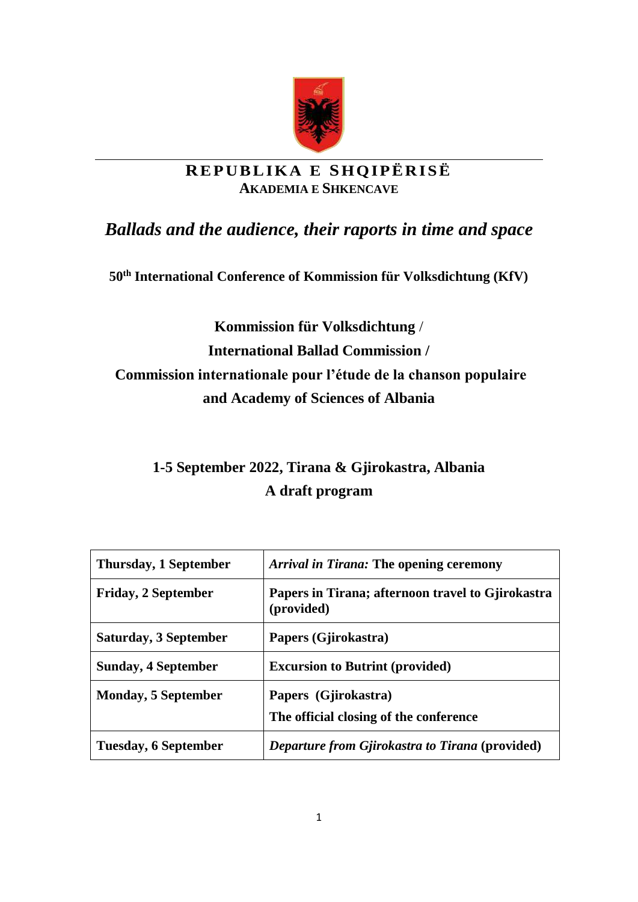**REPUBLIKA E SHQIPËRISË**
**AKADEMIA E SHKENCAVE**

# *Ballads and the audience, their raports in time and space*

**50th International Conference of Kommission für Volksdichtung (KfV)**

**Kommission für Volksdichtung /**
**International Ballad Commission /**
**Commission internationale pour l'étude de la chanson populaire**
**and Academy of Sciences of Albania**

**1-5 September 2022, Tirana & Gjirokastra, Albania**
**A draft program**

| | |
|---|---|
| **Thursday, 1 September** | ***Arrival in Tirana:*** **The opening ceremony** |
| **Friday, 2 September** | **Papers in Tirana; afternoon travel to Gjirokastra (provided)** |
| **Saturday, 3 September** | **Papers (Gjirokastra)** |
| **Sunday, 4 September** | **Excursion to Butrint (provided)** |
| **Monday, 5 September** | **Papers (Gjirokastra)** <br> **The official closing of the conference** |
| **Tuesday, 6 September** | ***Departure from Gjirokastra to Tirana*** **(provided)** |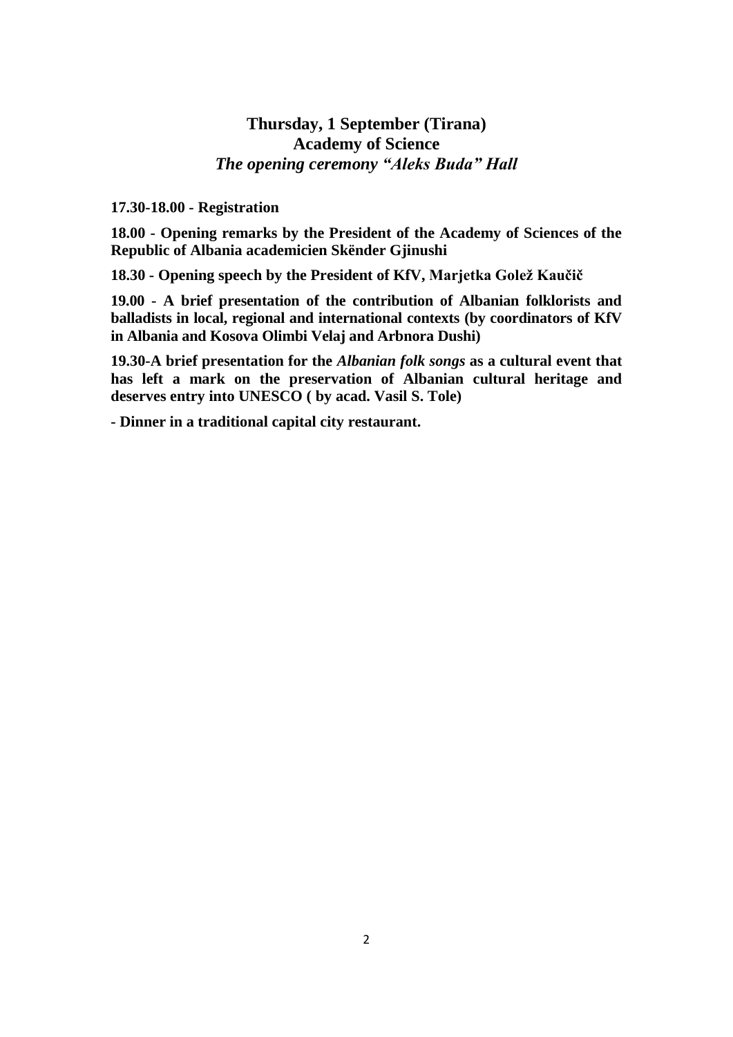## Thursday, 1 September (Tirana)
## Academy of Science
### *The opening ceremony "Aleks Buda" Hall*

**17.30-18.00 - Registration**

**18.00 - Opening remarks by the President of the Academy of Sciences of the Republic of Albania academicien Skënder Gjinushi**

**18.30 - Opening speech by the President of KfV, Marjetka Golež Kaučič**

**19.00 - A brief presentation of the contribution of Albanian folklorists and balladists in local, regional and international contexts (by coordinators of KfV in Albania and Kosova Olimbi Velaj and Arbnora Dushi)**

**19.30-A brief presentation for the *Albanian folk songs* as a cultural event that has left a mark on the preservation of Albanian cultural heritage and deserves entry into UNESCO ( by acad. Vasil S. Tole)**

**- Dinner in a traditional capital city restaurant.**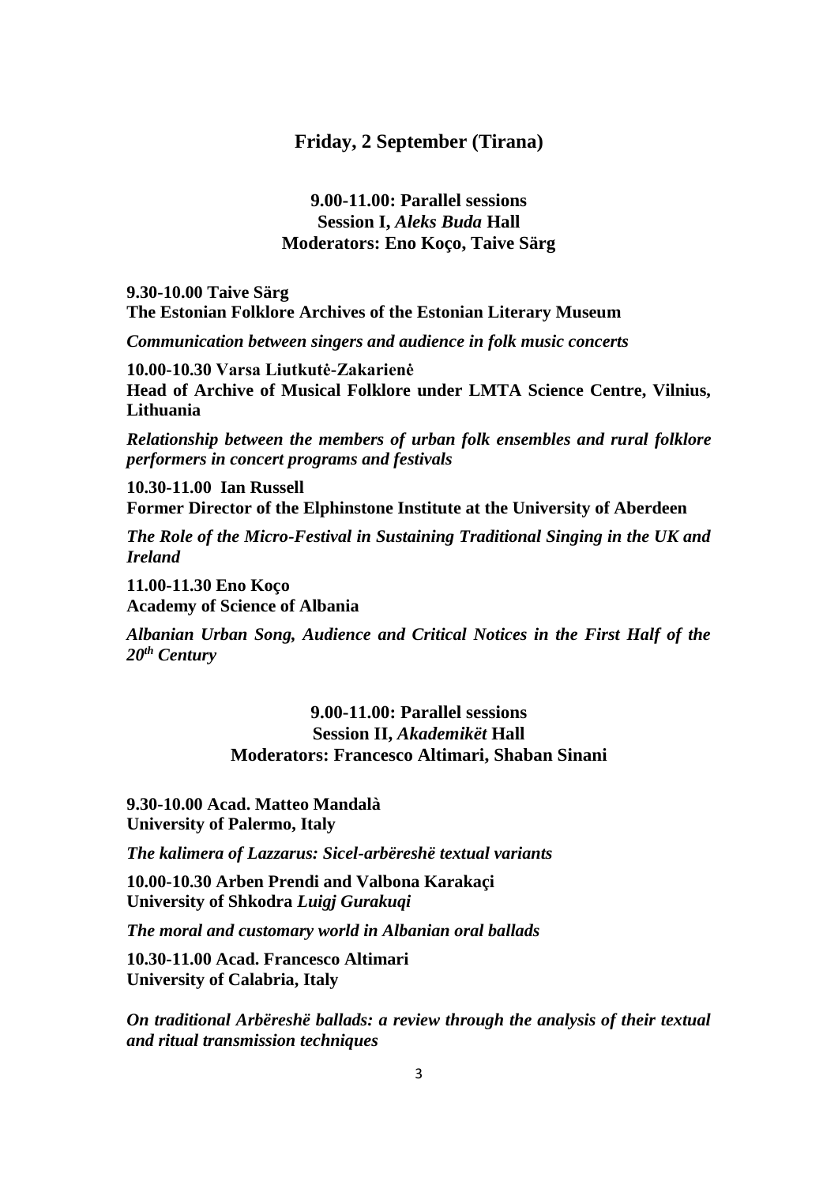## Friday, 2 September (Tirana)

### 9.00-11.00: Parallel sessions
### Session I, *Aleks Buda* Hall
### Moderators: Eno Koço, Taive Särg

**9.30-10.00 Taive Särg**
**The Estonian Folklore Archives of the Estonian Literary Museum**

***Communication between singers and audience in folk music concerts***

**10.00-10.30 Varsa Liutkutė-Zakarienė**
**Head of Archive of Musical Folklore under LMTA Science Centre, Vilnius, Lithuania**

***Relationship between the members of urban folk ensembles and rural folklore performers in concert programs and festivals***

**10.30-11.00 Ian Russell**
**Former Director of the Elphinstone Institute at the University of Aberdeen**

***The Role of the Micro-Festival in Sustaining Traditional Singing in the UK and Ireland***

**11.00-11.30 Eno Koço**
**Academy of Science of Albania**

***Albanian Urban Song, Audience and Critical Notices in the First Half of the 20th Century***

### 9.00-11.00: Parallel sessions
### Session II, *Akademikët* Hall
### Moderators: Francesco Altimari, Shaban Sinani

**9.30-10.00 Acad. Matteo Mandalà**
**University of Palermo, Italy**

***The kalimera of Lazzarus: Sicel-arbëreshë textual variants***

**10.00-10.30 Arben Prendi and Valbona Karakaçi**
**University of Shkodra *Luigj Gurakuqi***

***The moral and customary world in Albanian oral ballads***

**10.30-11.00 Acad. Francesco Altimari**
**University of Calabria, Italy**

***On traditional Arbëreshë ballads: a review through the analysis of their textual and ritual transmission techniques***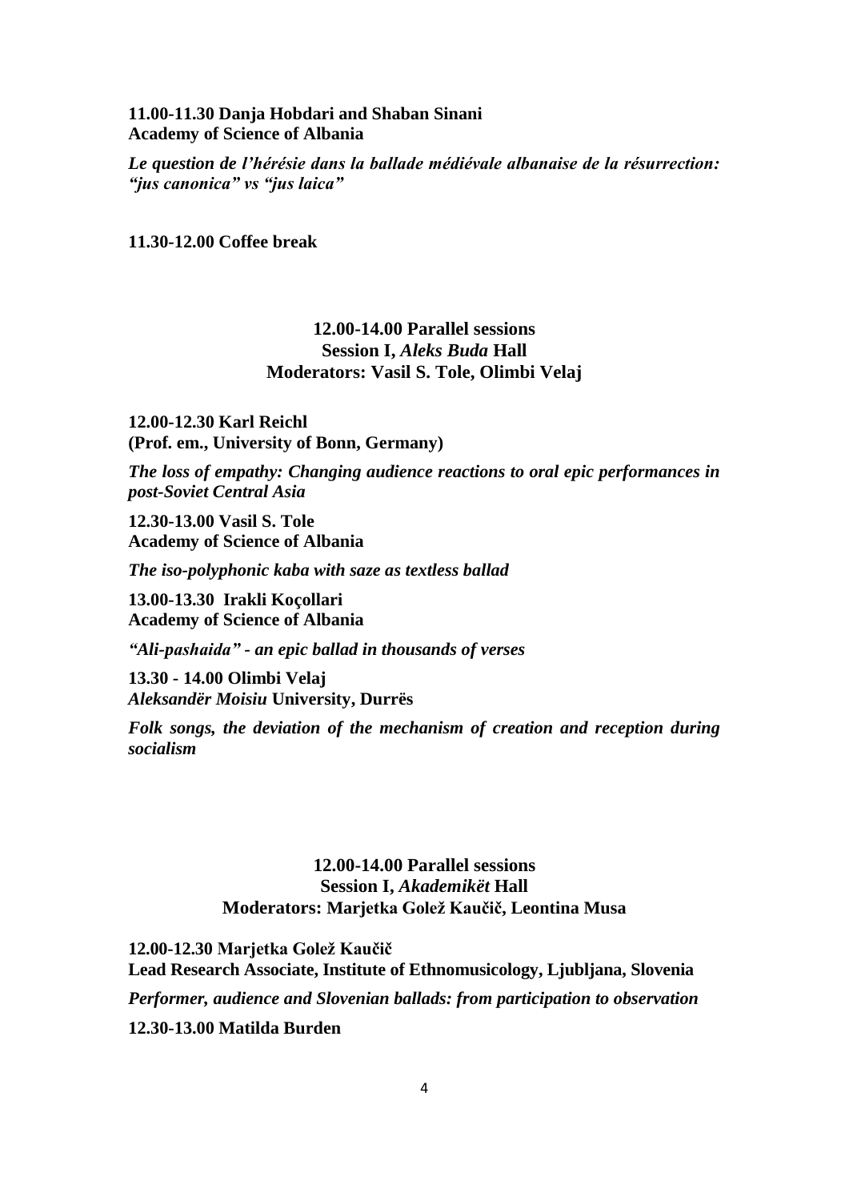**11.00-11.30 Danja Hobdari and Shaban Sinani**
**Academy of Science of Albania**

***Le question de l'hérésie dans la ballade médiévale albanaise de la résurrection: "jus canonica" vs "jus laica"***

**11.30-12.00 Coffee break**

### 12.00-14.00 Parallel sessions
### Session I, *Aleks Buda* Hall
### Moderators: Vasil S. Tole, Olimbi Velaj

**12.00-12.30 Karl Reichl**
**(Prof. em., University of Bonn, Germany)**

***The loss of empathy: Changing audience reactions to oral epic performances in post-Soviet Central Asia***

**12.30-13.00 Vasil S. Tole**
**Academy of Science of Albania**

***The iso-polyphonic kaba with saze as textless ballad***

**13.00-13.30 Irakli Koçollari**
**Academy of Science of Albania**

***"Ali-pashaida" - an epic ballad in thousands of verses***

**13.30 - 14.00 Olimbi Velaj**
***Aleksandër Moisiu* University, Durrës**

***Folk songs, the deviation of the mechanism of creation and reception during socialism***

### 12.00-14.00 Parallel sessions
### Session I, *Akademikët* Hall
### Moderators: Marjetka Golež Kaučič, Leontina Musa

**12.00-12.30 Marjetka Golež Kaučič**
**Lead Research Associate, Institute of Ethnomusicology, Ljubljana, Slovenia**

***Performer, audience and Slovenian ballads: from participation to observation***

**12.30-13.00 Matilda Burden**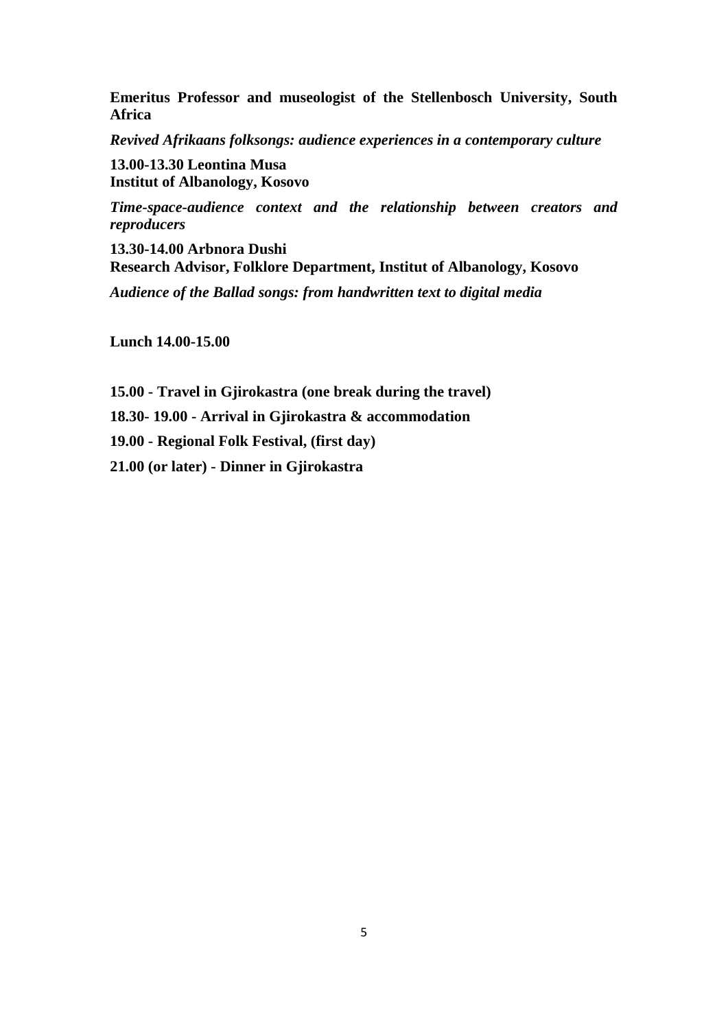**Emeritus Professor and museologist of the Stellenbosch University, South Africa**

***Revived Afrikaans folksongs: audience experiences in a contemporary culture***

**13.00-13.30 Leontina Musa**
**Institut of Albanology, Kosovo**

***Time-space-audience context and the relationship between creators and reproducers***

**13.30-14.00 Arbnora Dushi**
**Research Advisor, Folklore Department, Institut of Albanology, Kosovo**

***Audience of the Ballad songs: from handwritten text to digital media***

**Lunch 14.00-15.00**

**15.00 - Travel in Gjirokastra (one break during the travel)**

**18.30- 19.00 - Arrival in Gjirokastra & accommodation**

**19.00 - Regional Folk Festival, (first day)**

**21.00 (or later) - Dinner in Gjirokastra**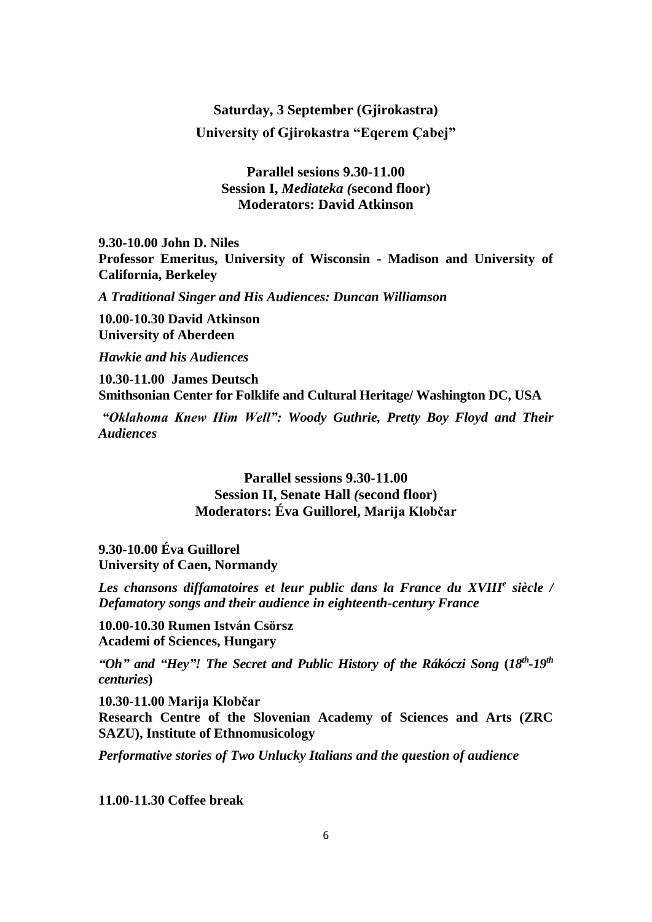**Saturday, 3 September (Gjirokastra)**

**University of Gjirokastra "Eqerem Çabej"**

**Parallel sesions 9.30-11.00**
**Session I, *Mediateka (*second floor)**
**Moderators: David Atkinson**

**9.30-10.00 John D. Niles**
**Professor Emeritus, University of Wisconsin - Madison and University of California, Berkeley**

***A Traditional Singer and His Audiences: Duncan Williamson***

**10.00-10.30 David Atkinson**
**University of Aberdeen**

***Hawkie and his Audiences***

**10.30-11.00 James Deutsch**
**Smithsonian Center for Folklife and Cultural Heritage/ Washington DC, USA**

***"Oklahoma Knew Him Well": Woody Guthrie, Pretty Boy Floyd and Their Audiences***

**Parallel sessions 9.30-11.00**
**Session II, Senate Hall *(*second floor)**
**Moderators: Éva Guillorel, Marija Klobčar**

**9.30-10.00 Éva Guillorel**
**University of Caen, Normandy**

***Les chansons diffamatoires et leur public dans la France du XVIII*[e] *siècle / Defamatory songs and their audience in eighteenth-century France***

**10.00-10.30 Rumen István Csörsz**
**Academi of Sciences, Hungary**

***"Oh" and "Hey"! The Secret and Public History of the Rákóczi Song* (*18*$^{th}$*-19*$^{th}$ *centuries*)**

**10.30-11.00 Marija Klobčar**
**Research Centre of the Slovenian Academy of Sciences and Arts (ZRC SAZU), Institute of Ethnomusicology**

***Performative stories of Two Unlucky Italians and the question of audience***

**11.00-11.30 Coffee break**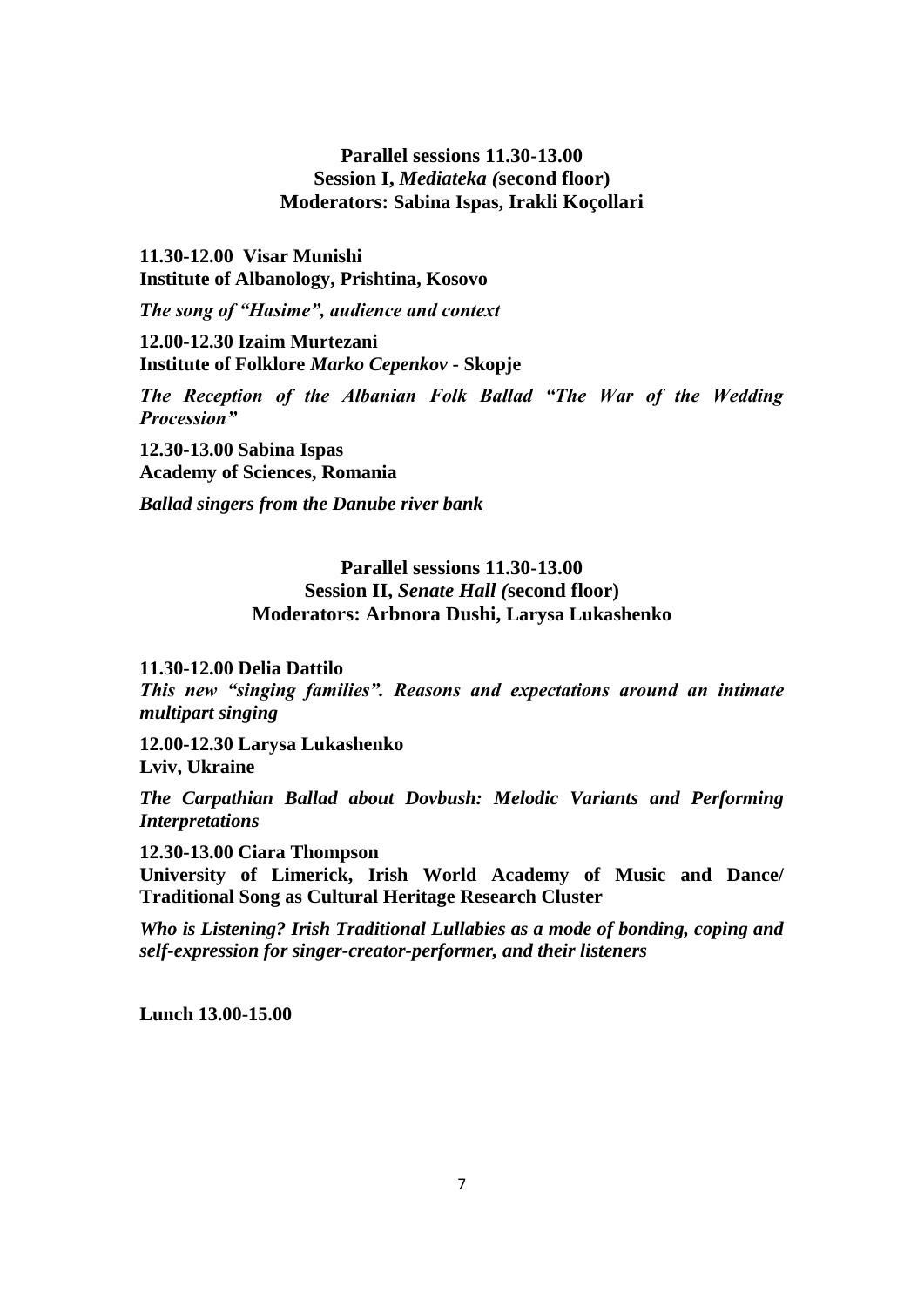**Parallel sessions 11.30-13.00**
**Session I, *Mediateka (*second floor)**
**Moderators: Sabina Ispas, Irakli Koçollari**

**11.30-12.00 Visar Munishi**
**Institute of Albanology, Prishtina, Kosovo**

***The song of "Hasime", audience and context***

**12.00-12.30 Izaim Murtezani**
**Institute of Folklore *Marko Cepenkov* - Skopje**

***The Reception of the Albanian Folk Ballad "The War of the Wedding Procession"***

**12.30-13.00 Sabina Ispas**
**Academy of Sciences, Romania**

***Ballad singers from the Danube river bank***

**Parallel sessions 11.30-13.00**
**Session II, *Senate Hall (*second floor)**
**Moderators: Arbnora Dushi, Larysa Lukashenko**

**11.30-12.00 Delia Dattilo**
***This new "singing families". Reasons and expectations around an intimate multipart singing***

**12.00-12.30 Larysa Lukashenko**
**Lviv, Ukraine**

***The Carpathian Ballad about Dovbush: Melodic Variants and Performing Interpretations***

**12.30-13.00 Ciara Thompson**
**University of Limerick, Irish World Academy of Music and Dance/ Traditional Song as Cultural Heritage Research Cluster**

***Who is Listening? Irish Traditional Lullabies as a mode of bonding, coping and self-expression for singer-creator-performer, and their listeners***

**Lunch 13.00-15.00**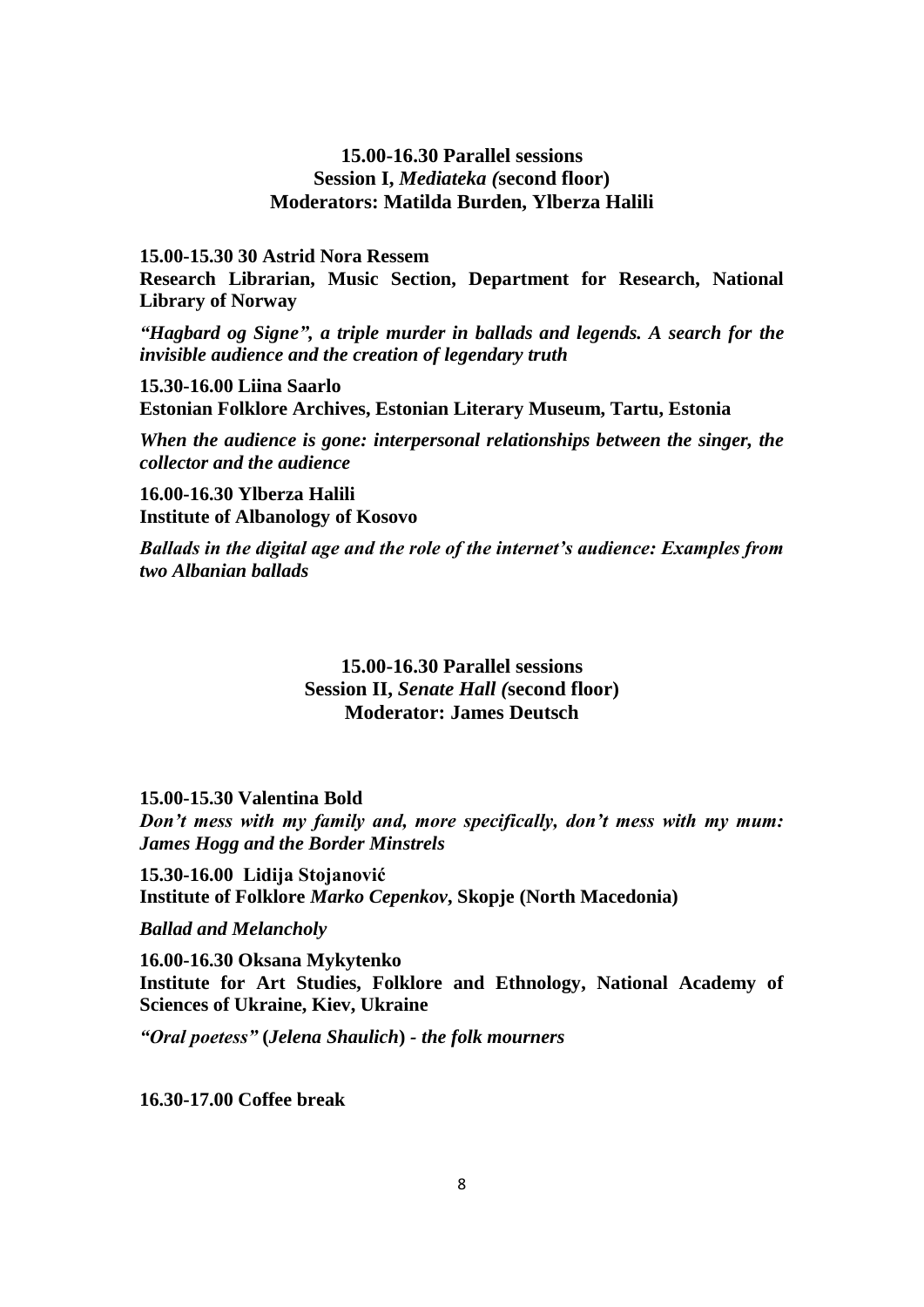**15.00-16.30 Parallel sessions**
**Session I, *Mediateka (*second floor)**
**Moderators: Matilda Burden, Ylberza Halili**

**15.00-15.30 30 Astrid Nora Ressem**
**Research Librarian, Music Section, Department for Research, National Library of Norway**

***"Hagbard og Signe", a triple murder in ballads and legends. A search for the invisible audience and the creation of legendary truth***

**15.30-16.00 Liina Saarlo**
**Estonian Folklore Archives, Estonian Literary Museum, Tartu, Estonia**

***When the audience is gone: interpersonal relationships between the singer, the collector and the audience***

**16.00-16.30 Ylberza Halili**
**Institute of Albanology of Kosovo**

***Ballads in the digital age and the role of the internet's audience: Examples from two Albanian ballads***

**15.00-16.30 Parallel sessions**
**Session II, *Senate Hall (*second floor)**
**Moderator: James Deutsch**

**15.00-15.30 Valentina Bold**
***Don't mess with my family and, more specifically, don't mess with my mum: James Hogg and the Border Minstrels***

**15.30-16.00 Lidija Stojanović**
**Institute of Folklore *Marko Cepenkov*, Skopje (North Macedonia)**

***Ballad and Melancholy***

**16.00-16.30 Oksana Mykytenko**
**Institute for Art Studies, Folklore and Ethnology, National Academy of Sciences of Ukraine, Kiev, Ukraine**

***"Oral poetess"* (*Jelena Shaulich*) - *the folk mourners***

**16.30-17.00 Coffee break**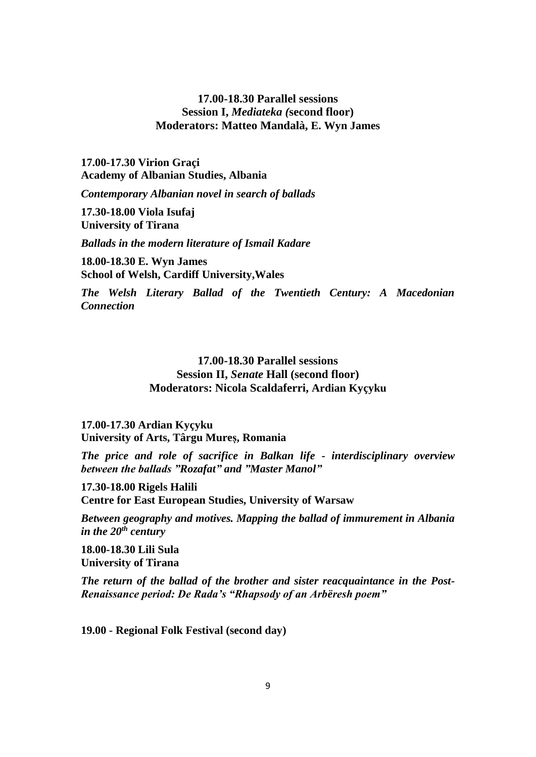**17.00-18.30 Parallel sessions**
**Session I, *Mediateka (*second floor)**
**Moderators: Matteo Mandalà, E. Wyn James**

**17.00-17.30 Virion Graçi**
**Academy of Albanian Studies, Albania**

***Contemporary Albanian novel in search of ballads***

**17.30-18.00 Viola Isufaj**
**University of Tirana**

***Ballads in the modern literature of Ismail Kadare***

**18.00-18.30 E. Wyn James**
**School of Welsh, Cardiff University,Wales**

***The Welsh Literary Ballad of the Twentieth Century: A Macedonian Connection***

**17.00-18.30 Parallel sessions**
**Session II, *Senate* Hall (second floor)**
**Moderators: Nicola Scaldaferri, Ardian Kyçyku**

**17.00-17.30 Ardian Kyçyku**
**University of Arts, Târgu Mureș, Romania**

***The price and role of sacrifice in Balkan life - interdisciplinary overview between the ballads "Rozafat" and "Master Manol"***

**17.30-18.00 Rigels Halili**
**Centre for East European Studies, University of Warsaw**

***Between geography and motives. Mapping the ballad of immurement in Albania in the 20th century***

**18.00-18.30 Lili Sula**
**University of Tirana**

***The return of the ballad of the brother and sister reacquaintance in the Post-Renaissance period: De Rada's "Rhapsody of an Arbëresh poem"***

**19.00 - Regional Folk Festival (second day)**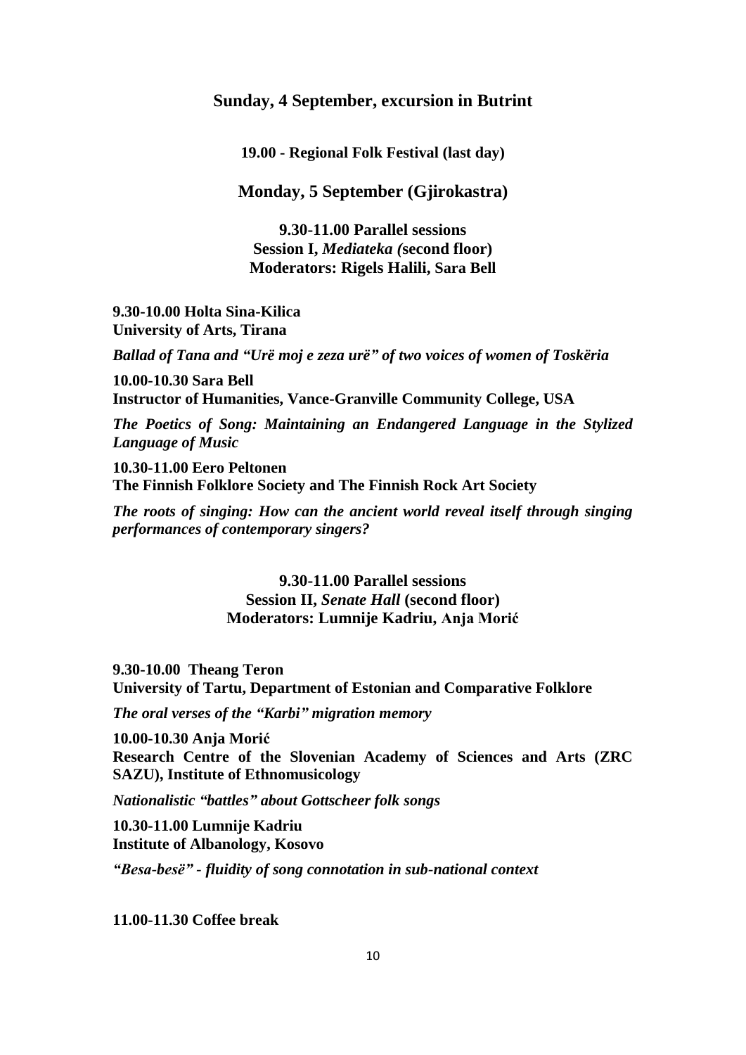## Sunday, 4 September, excursion in Butrint

**19.00 - Regional Folk Festival (last day)**

## Monday, 5 September (Gjirokastra)

**9.30-11.00 Parallel sessions**
**Session I, *Mediateka (*second floor)**
**Moderators: Rigels Halili, Sara Bell**

**9.30-10.00 Holta Sina-Kilica**
**University of Arts, Tirana**

***Ballad of Tana and "Urë moj e zeza urë" of two voices of women of Toskëria***

**10.00-10.30 Sara Bell**
**Instructor of Humanities, Vance-Granville Community College, USA**

***The Poetics of Song: Maintaining an Endangered Language in the Stylized Language of Music***

**10.30-11.00 Eero Peltonen**
**The Finnish Folklore Society and The Finnish Rock Art Society**

***The roots of singing: How can the ancient world reveal itself through singing performances of contemporary singers?***

**9.30-11.00 Parallel sessions**
**Session II, *Senate Hall* (second floor)**
**Moderators: Lumnije Kadriu, Anja Morić**

**9.30-10.00 Theang Teron**
**University of Tartu, Department of Estonian and Comparative Folklore**

***The oral verses of the "Karbi" migration memory***

**10.00-10.30 Anja Morić**
**Research Centre of the Slovenian Academy of Sciences and Arts (ZRC SAZU), Institute of Ethnomusicology**

***Nationalistic "battles" about Gottscheer folk songs***

**10.30-11.00 Lumnije Kadriu**
**Institute of Albanology, Kosovo**

***"Besa-besë" - fluidity of song connotation in sub-national context***

**11.00-11.30 Coffee break**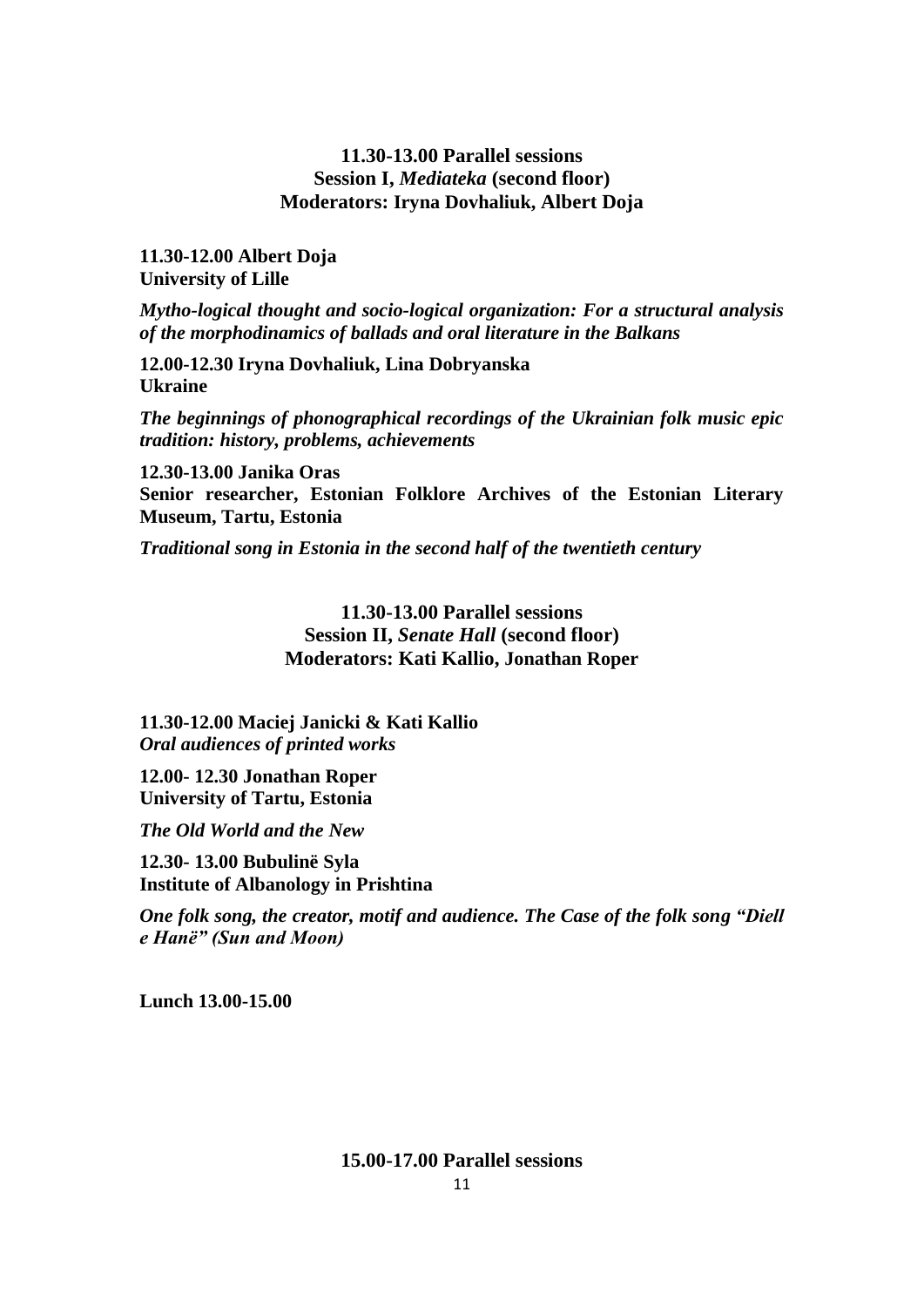**11.30-13.00 Parallel sessions**
**Session I, *Mediateka* (second floor)**
**Moderators: Iryna Dovhaliuk, Albert Doja**

**11.30-12.00 Albert Doja**
**University of Lille**

***Mytho-logical thought and socio-logical organization: For a structural analysis of the morphodinamics of ballads and oral literature in the Balkans***

**12.00-12.30 Iryna Dovhaliuk, Lina Dobryanska**
**Ukraine**

***The beginnings of phonographical recordings of the Ukrainian folk music epic tradition: history, problems, achievements***

**12.30-13.00 Janika Oras**
**Senior researcher, Estonian Folklore Archives of the Estonian Literary Museum, Tartu, Estonia**

***Traditional song in Estonia in the second half of the twentieth century***

**11.30-13.00 Parallel sessions**
**Session II, *Senate Hall* (second floor)**
**Moderators: Kati Kallio, Jonathan Roper**

**11.30-12.00 Maciej Janicki & Kati Kallio**
***Oral audiences of printed works***

**12.00- 12.30 Jonathan Roper**
**University of Tartu, Estonia**

***The Old World and the New***

**12.30- 13.00 Bubulinë Syla**
**Institute of Albanology in Prishtina**

***One folk song, the creator, motif and audience. The Case of the folk song "Diell e Hanë" (Sun and Moon)***

**Lunch 13.00-15.00**

**15.00-17.00 Parallel sessions**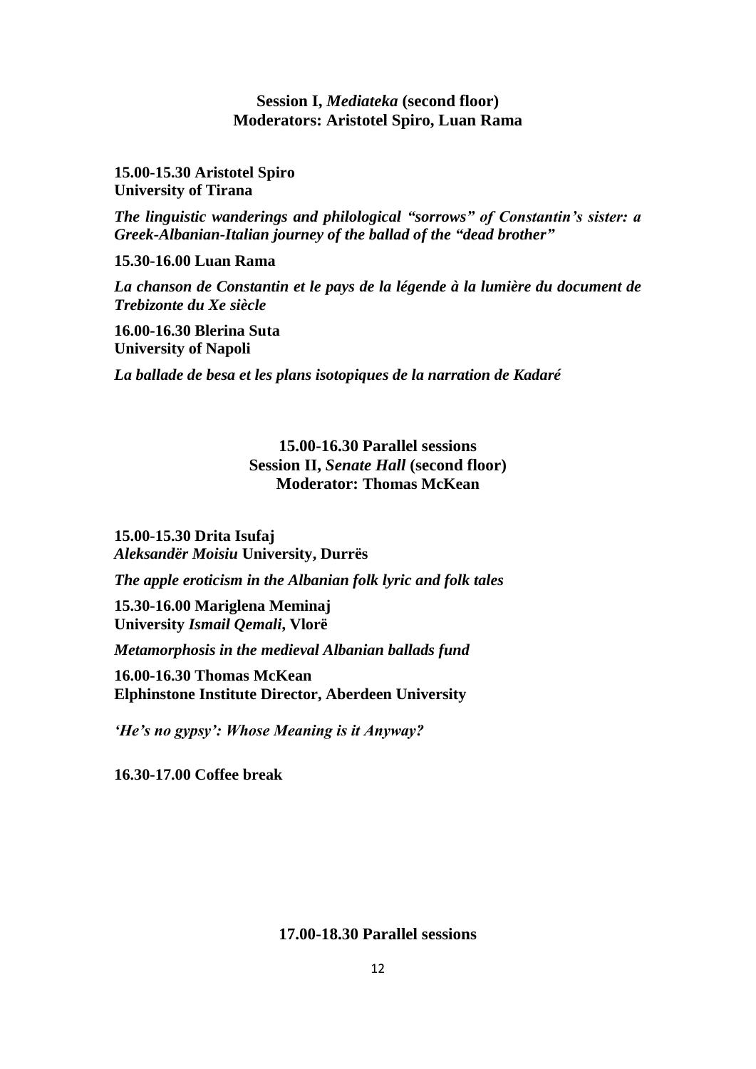**Session I, *Mediateka* (second floor)**
**Moderators: Aristotel Spiro, Luan Rama**

**15.00-15.30 Aristotel Spiro**
**University of Tirana**

***The linguistic wanderings and philological "sorrows" of Constantin's sister: a Greek-Albanian-Italian journey of the ballad of the "dead brother"***

**15.30-16.00 Luan Rama**

***La chanson de Constantin et le pays de la légende à la lumière du document de Trebizonte du Xe siècle***

**16.00-16.30 Blerina Suta**
**University of Napoli**

***La ballade de besa et les plans isotopiques de la narration de Kadaré***

**15.00-16.30 Parallel sessions**
**Session II, *Senate Hall* (second floor)**
**Moderator: Thomas McKean**

**15.00-15.30 Drita Isufaj**
***Aleksandër Moisiu* University, Durrës**

***The apple eroticism in the Albanian folk lyric and folk tales***

**15.30-16.00 Mariglena Meminaj**
**University *Ismail Qemali*, Vlorë**

***Metamorphosis in the medieval Albanian ballads fund***

**16.00-16.30 Thomas McKean**
**Elphinstone Institute Director, Aberdeen University**

***'He's no gypsy': Whose Meaning is it Anyway?***

**16.30-17.00 Coffee break**

**17.00-18.30 Parallel sessions**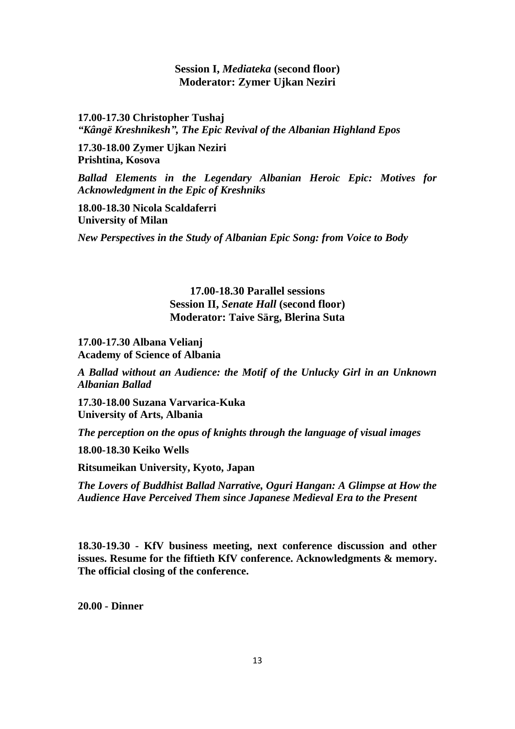**Session I, *Mediateka* (second floor)**
**Moderator: Zymer Ujkan Neziri**

**17.00-17.30 Christopher Tushaj**
***"Kângë Kreshnikesh", The Epic Revival of the Albanian Highland Epos***

**17.30-18.00 Zymer Ujkan Neziri**
**Prishtina, Kosova**

***Ballad Elements in the Legendary Albanian Heroic Epic: Motives for Acknowledgment in the Epic of Kreshniks***

**18.00-18.30 Nicola Scaldaferri**
**University of Milan**

***New Perspectives in the Study of Albanian Epic Song: from Voice to Body***

**17.00-18.30 Parallel sessions**
**Session II, *Senate Hall* (second floor)**
**Moderator: Taive Särg, Blerina Suta**

**17.00-17.30 Albana Velianj**
**Academy of Science of Albania**

***A Ballad without an Audience: the Motif of the Unlucky Girl in an Unknown Albanian Ballad***

**17.30-18.00 Suzana Varvarica-Kuka**
**University of Arts, Albania**

***The perception on the opus of knights through the language of visual images***

**18.00-18.30 Keiko Wells**

**Ritsumeikan University, Kyoto, Japan**

***The Lovers of Buddhist Ballad Narrative, Oguri Hangan: A Glimpse at How the Audience Have Perceived Them since Japanese Medieval Era to the Present***

**18.30-19.30 - KfV business meeting, next conference discussion and other issues. Resume for the fiftieth KfV conference. Acknowledgments & memory. The official closing of the conference.**

**20.00 - Dinner**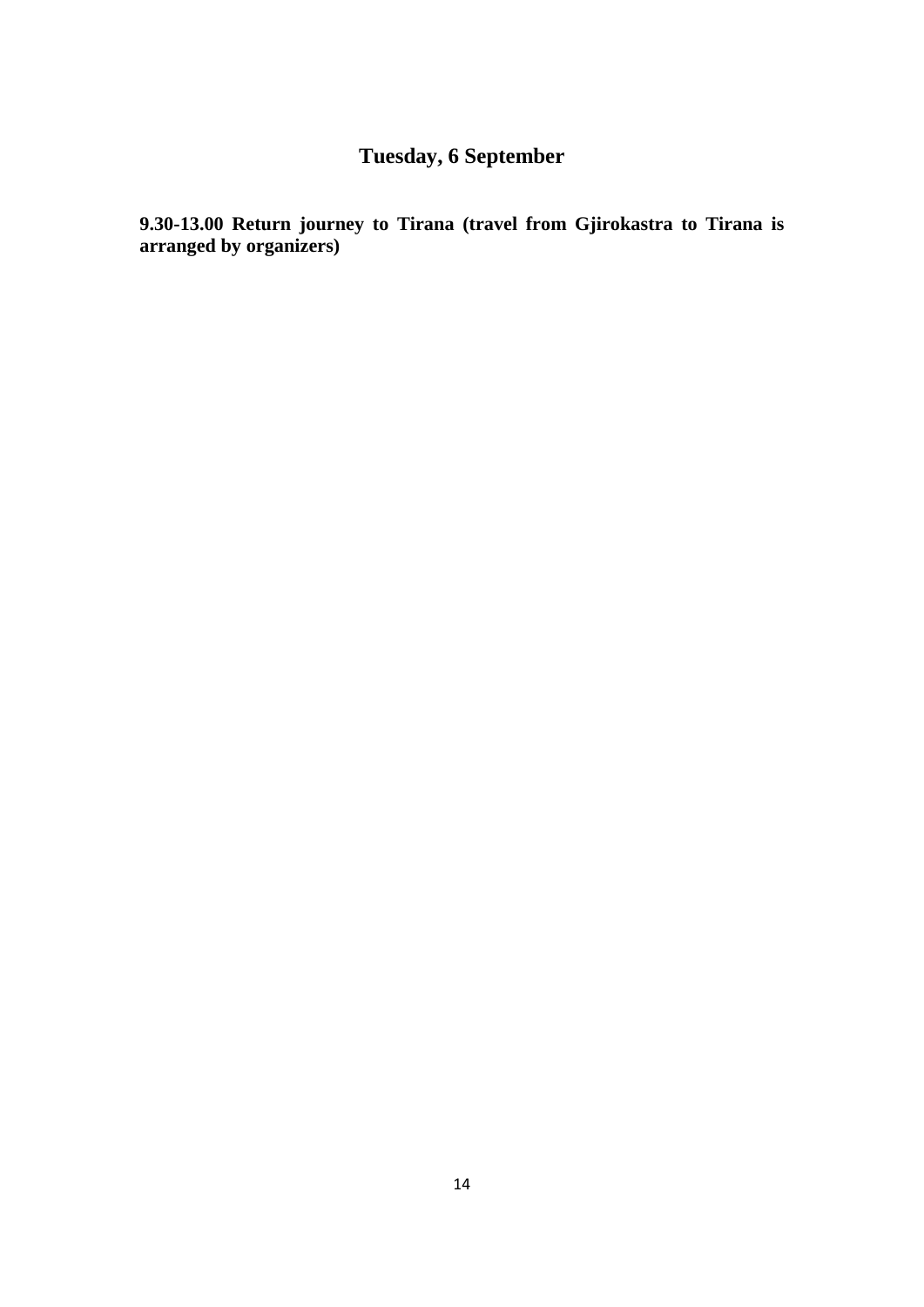## Tuesday, 6 September

**9.30-13.00 Return journey to Tirana (travel from Gjirokastra to Tirana is arranged by organizers)**